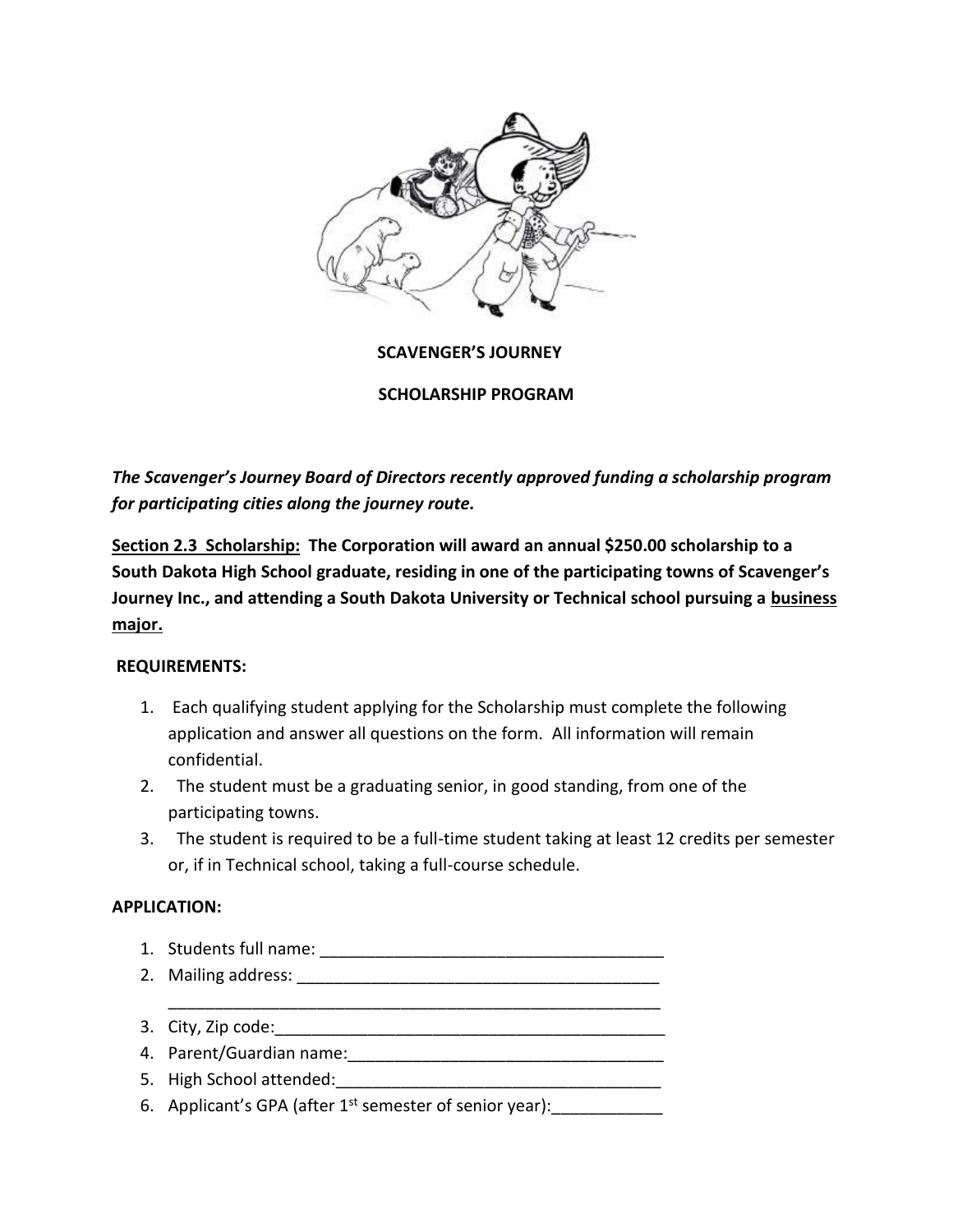**SCAVENGER'S JOURNEY**

**SCHOLARSHIP PROGRAM**

***The Scavenger's Journey Board of Directors recently approved funding a scholarship program for participating cities along the journey route.***

**<u>Section 2.3 Scholarship:</u> The Corporation will award an annual $250.00 scholarship to a South Dakota High School graduate, residing in one of the participating towns of Scavenger's Journey Inc., and attending a South Dakota University or Technical school pursuing a <u>business major.</u>**

**REQUIREMENTS:**

1. Each qualifying student applying for the Scholarship must complete the following application and answer all questions on the form. All information will remain confidential.
2. The student must be a graduating senior, in good standing, from one of the participating towns.
3. The student is required to be a full-time student taking at least 12 credits per semester or, if in Technical school, taking a full-course schedule.

**APPLICATION:**

1. Students full name: _____________________________________
2. Mailing address: _______________________________________
   _______________________________________________________
3. City, Zip code:___________________________________________
4. Parent/Guardian name:__________________________________
5. High School attended:__________________________________
6. Applicant's GPA (after 1st semester of senior year):___________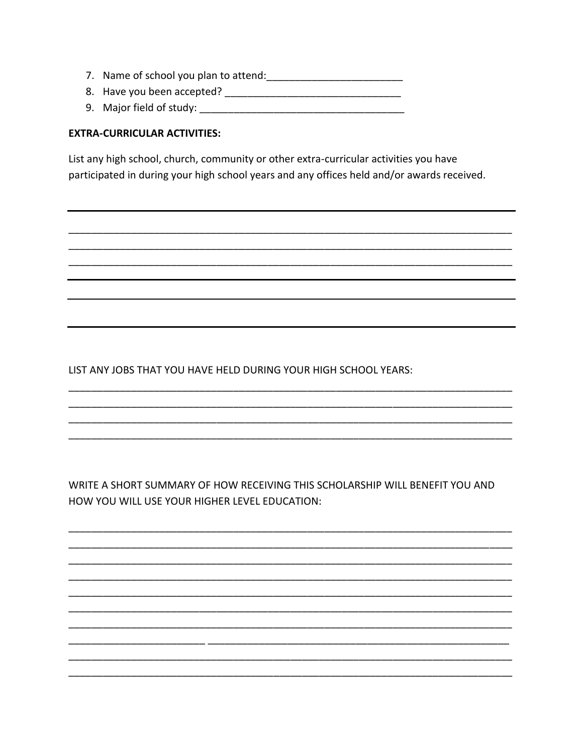7. Name of school you plan to attend:________________________
8. Have you been accepted? ______________________________
9. Major field of study: ___________________________________

**EXTRA-CURRICULAR ACTIVITIES:**

List any high school, church, community or other extra-curricular activities you have participated in during your high school years and any offices held and/or awards received.

_____________________________________________________________________________
_____________________________________________________________________________
_____________________________________________________________________________
_____________________________________________________________________________
_____________________________________________________________________________
_____________________________________________________________________________

LIST ANY JOBS THAT YOU HAVE HELD DURING YOUR HIGH SCHOOL YEARS:

_____________________________________________________________________________
_____________________________________________________________________________
_____________________________________________________________________________
_____________________________________________________________________________

WRITE A SHORT SUMMARY OF HOW RECEIVING THIS SCHOLARSHIP WILL BENEFIT YOU AND HOW YOU WILL USE YOUR HIGHER LEVEL EDUCATION:

_____________________________________________________________________________
_____________________________________________________________________________
_____________________________________________________________________________
_____________________________________________________________________________
_____________________________________________________________________________
_____________________________________________________________________________
_____________________________________________________________________________
_______________________ _____________________________________________________
_____________________________________________________________________________
_____________________________________________________________________________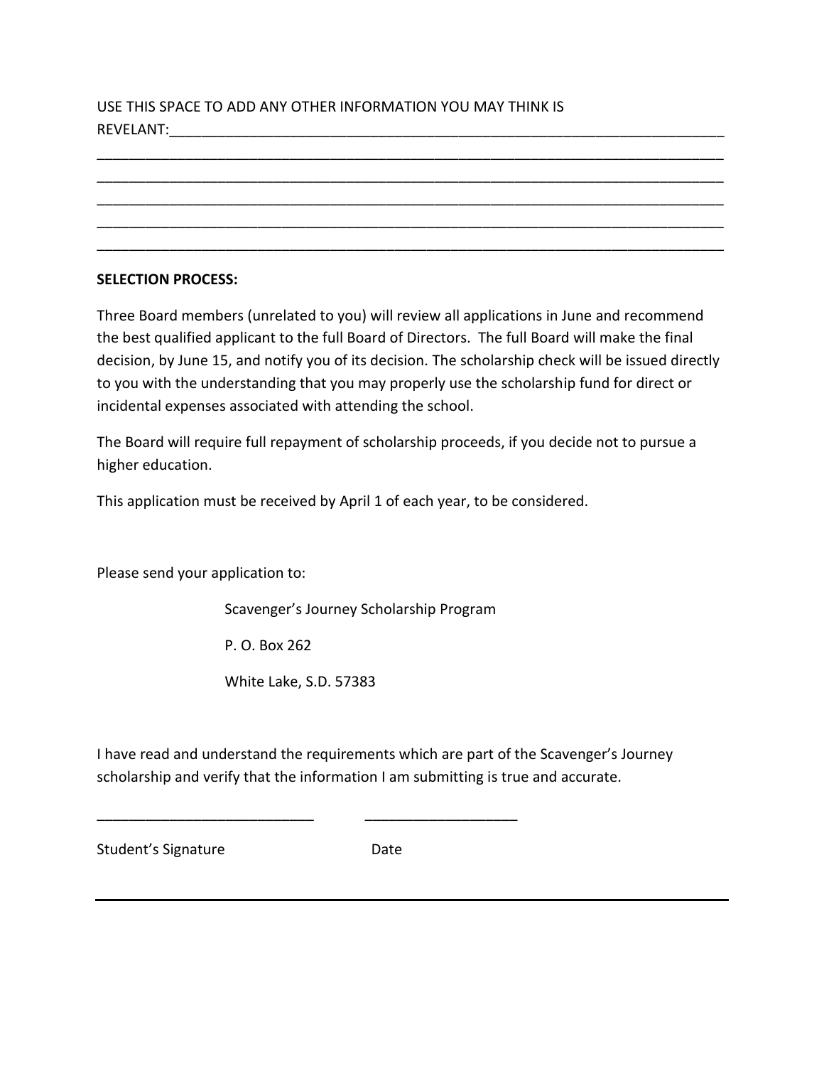USE THIS SPACE TO ADD ANY OTHER INFORMATION YOU MAY THINK IS REVELANT:_______________________________________________________________________
______________________________________________________________________________
______________________________________________________________________________
______________________________________________________________________________
______________________________________________________________________________
______________________________________________________________________________

**SELECTION PROCESS:**

Three Board members (unrelated to you) will review all applications in June and recommend the best qualified applicant to the full Board of Directors. The full Board will make the final decision, by June 15, and notify you of its decision. The scholarship check will be issued directly to you with the understanding that you may properly use the scholarship fund for direct or incidental expenses associated with attending the school.

The Board will require full repayment of scholarship proceeds, if you decide not to pursue a higher education.

This application must be received by April 1 of each year, to be considered.

Please send your application to:

Scavenger's Journey Scholarship Program

P. O. Box 262

White Lake, S.D. 57383

I have read and understand the requirements which are part of the Scavenger's Journey scholarship and verify that the information I am submitting is true and accurate.

___________________________ ___________________

Student's Signature Date

---